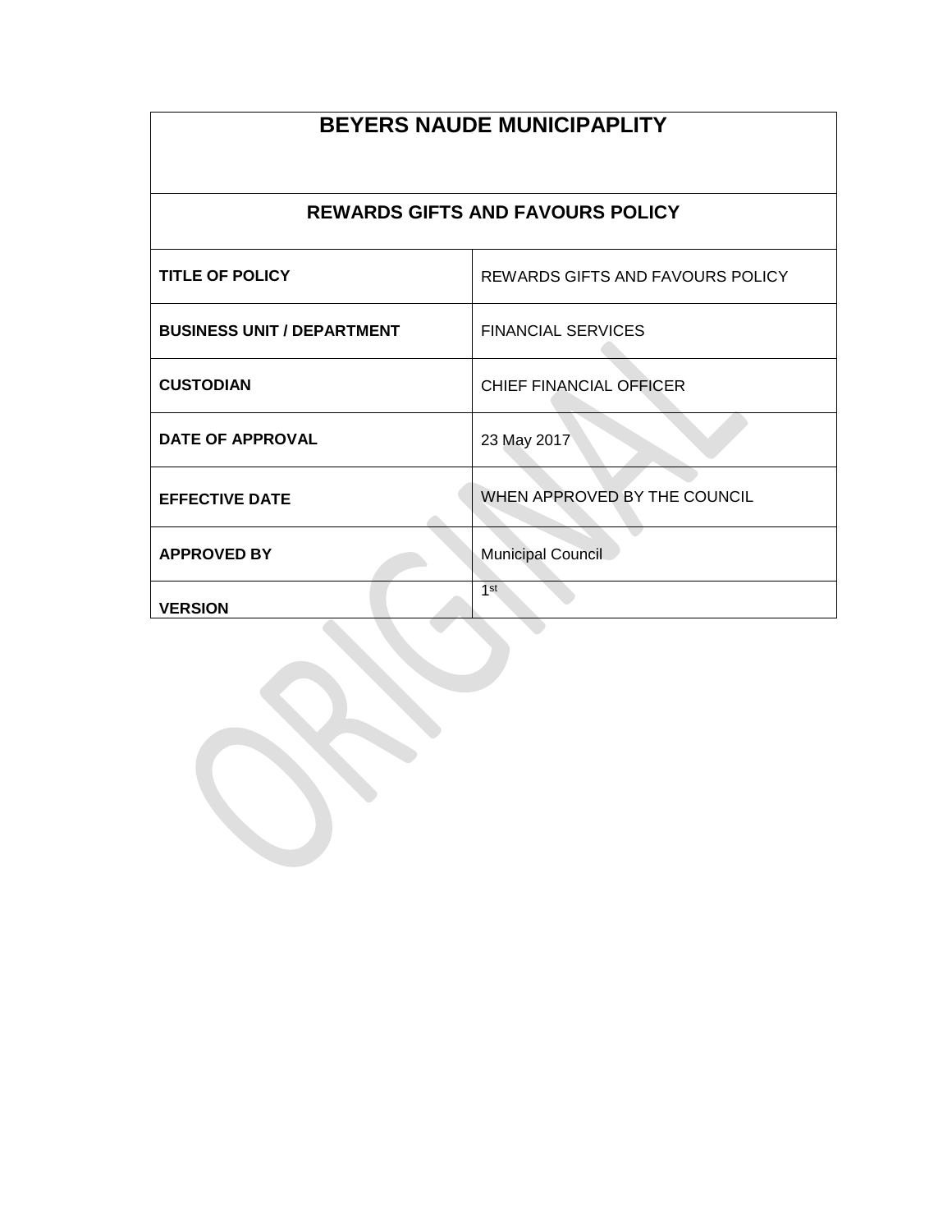# BEYERS NAUDE MUNICIPAPLITY

## REWARDS GIFTS AND FAVOURS POLICY

| | |
|---|---|
| **TITLE OF POLICY** | REWARDS GIFTS AND FAVOURS POLICY |
| **BUSINESS UNIT / DEPARTMENT** | FINANCIAL SERVICES |
| **CUSTODIAN** | CHIEF FINANCIAL OFFICER |
| **DATE OF APPROVAL** | 23 May 2017 |
| **EFFECTIVE DATE** | WHEN APPROVED BY THE COUNCIL |
| **APPROVED BY** | Municipal Council |
| **VERSION** | 1st |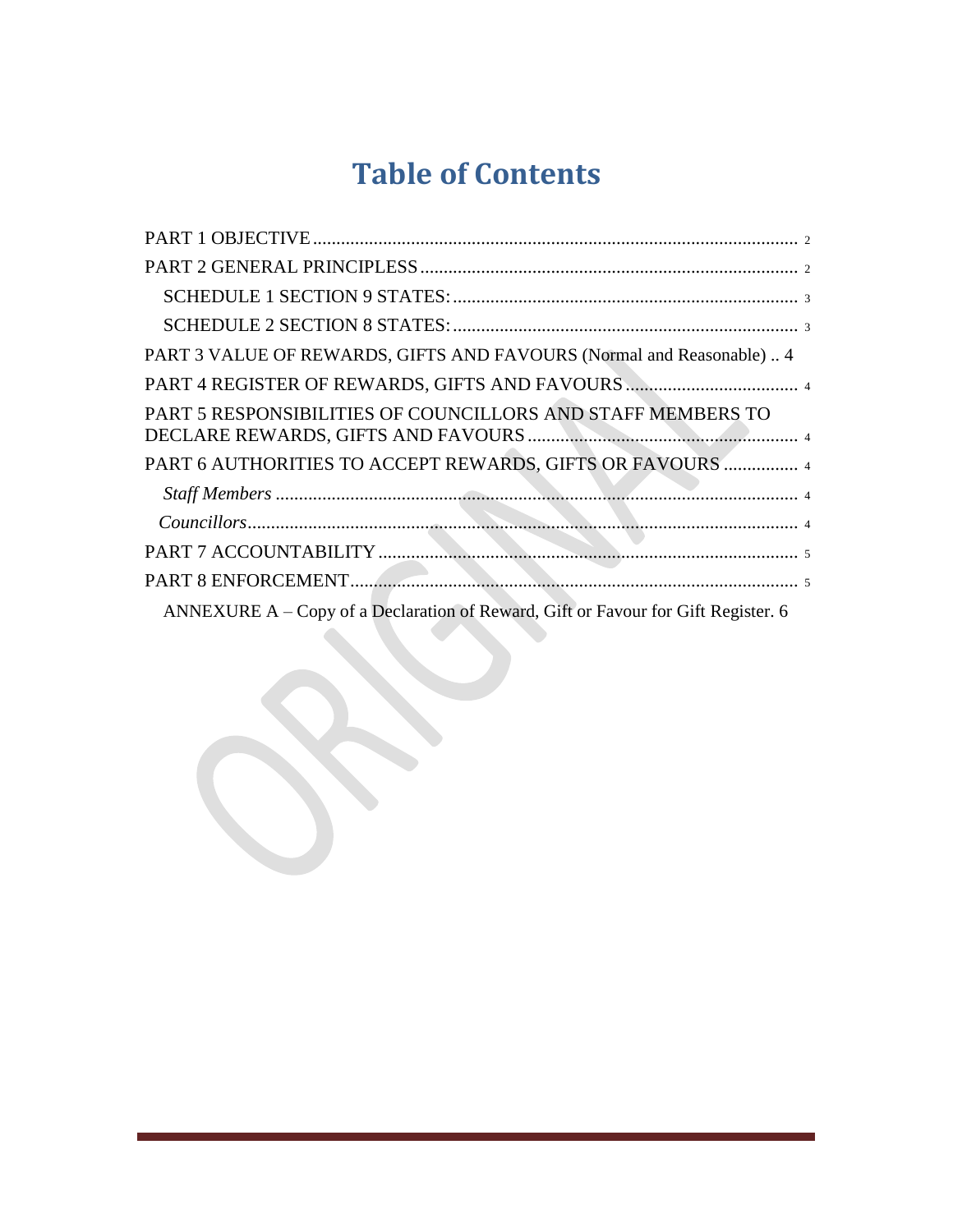# Table of Contents

PART 1 OBJECTIVE ........................................................................................................ 2

PART 2 GENERAL PRINCIPLESS ................................................................................ 2

SCHEDULE 1 SECTION 9 STATES: ......................................................................... 3

SCHEDULE 2 SECTION 8 STATES: ......................................................................... 3

PART 3 VALUE OF REWARDS, GIFTS AND FAVOURS (Normal and Reasonable) .. 4

PART 4 REGISTER OF REWARDS, GIFTS AND FAVOURS ..................................... 4

PART 5 RESPONSIBILITIES OF COUNCILLORS AND STAFF MEMBERS TO DECLARE REWARDS, GIFTS AND FAVOURS ......................................................... 4

PART 6 AUTHORITIES TO ACCEPT REWARDS, GIFTS OR FAVOURS ................ 4

*Staff Members* ................................................................................................. 4

*Councillors* ...................................................................................................... 4

PART 7 ACCOUNTABILITY ........................................................................................ 5

PART 8 ENFORCEMENT ............................................................................................... 5

ANNEXURE A – Copy of a Declaration of Reward, Gift or Favour for Gift Register. 6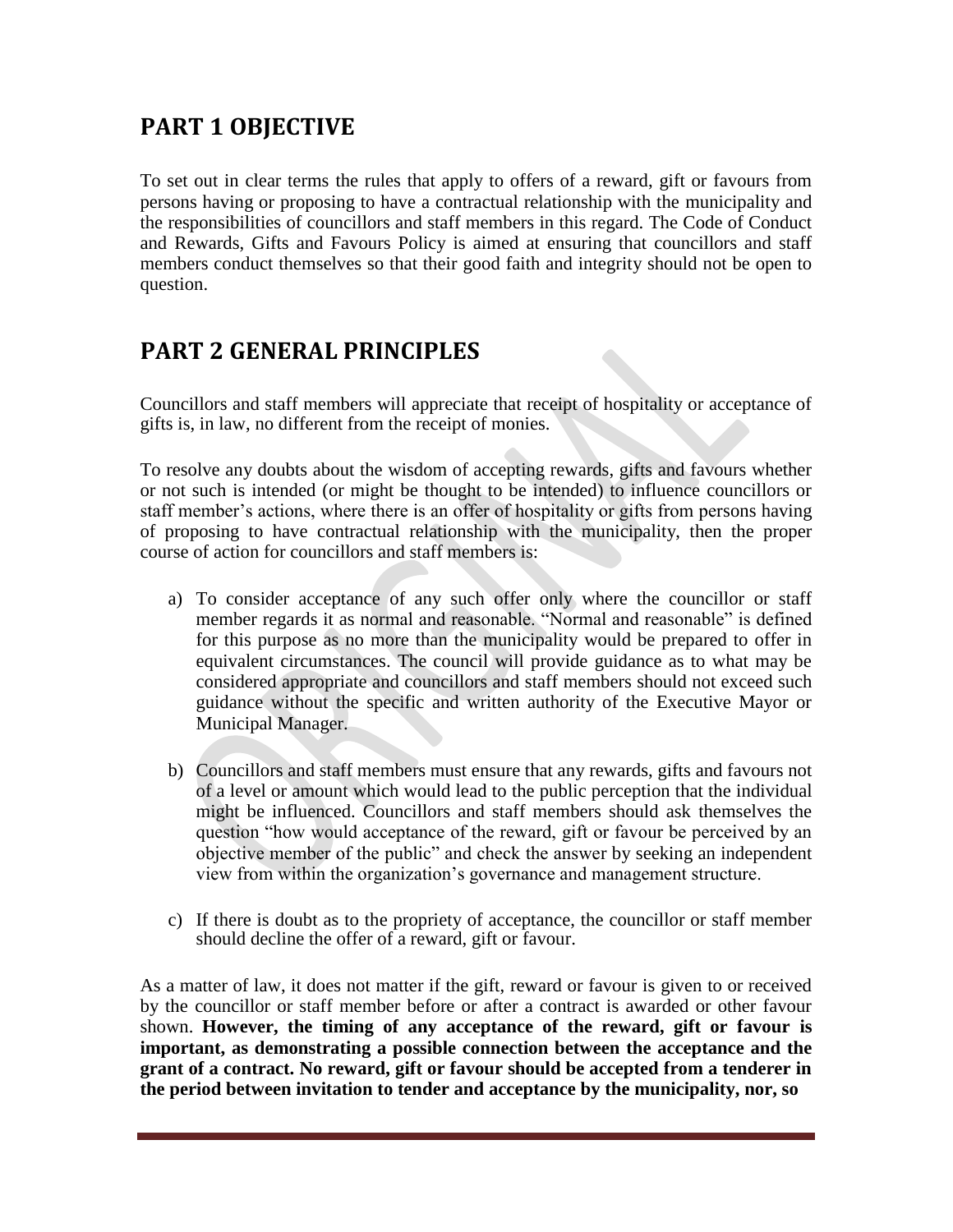## PART 1 OBJECTIVE

To set out in clear terms the rules that apply to offers of a reward, gift or favours from persons having or proposing to have a contractual relationship with the municipality and the responsibilities of councillors and staff members in this regard. The Code of Conduct and Rewards, Gifts and Favours Policy is aimed at ensuring that councillors and staff members conduct themselves so that their good faith and integrity should not be open to question.

## PART 2 GENERAL PRINCIPLES

Councillors and staff members will appreciate that receipt of hospitality or acceptance of gifts is, in law, no different from the receipt of monies.

To resolve any doubts about the wisdom of accepting rewards, gifts and favours whether or not such is intended (or might be thought to be intended) to influence councillors or staff member's actions, where there is an offer of hospitality or gifts from persons having of proposing to have contractual relationship with the municipality, then the proper course of action for councillors and staff members is:

a) To consider acceptance of any such offer only where the councillor or staff member regards it as normal and reasonable. "Normal and reasonable" is defined for this purpose as no more than the municipality would be prepared to offer in equivalent circumstances. The council will provide guidance as to what may be considered appropriate and councillors and staff members should not exceed such guidance without the specific and written authority of the Executive Mayor or Municipal Manager.

b) Councillors and staff members must ensure that any rewards, gifts and favours not of a level or amount which would lead to the public perception that the individual might be influenced. Councillors and staff members should ask themselves the question "how would acceptance of the reward, gift or favour be perceived by an objective member of the public" and check the answer by seeking an independent view from within the organization's governance and management structure.

c) If there is doubt as to the propriety of acceptance, the councillor or staff member should decline the offer of a reward, gift or favour.

As a matter of law, it does not matter if the gift, reward or favour is given to or received by the councillor or staff member before or after a contract is awarded or other favour shown. **However, the timing of any acceptance of the reward, gift or favour is important, as demonstrating a possible connection between the acceptance and the grant of a contract. No reward, gift or favour should be accepted from a tenderer in the period between invitation to tender and acceptance by the municipality, nor, so**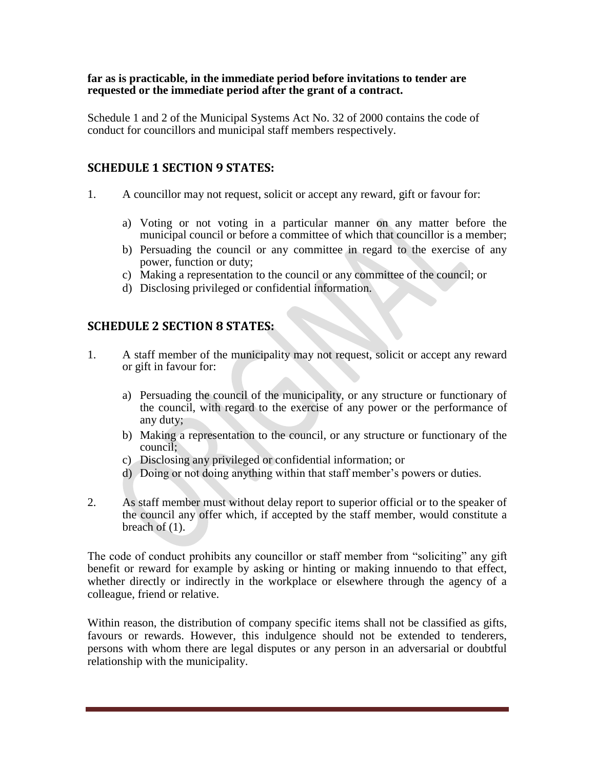**far as is practicable, in the immediate period before invitations to tender are requested or the immediate period after the grant of a contract.**

Schedule 1 and 2 of the Municipal Systems Act No. 32 of 2000 contains the code of conduct for councillors and municipal staff members respectively.

## SCHEDULE 1 SECTION 9 STATES:

1. A councillor may not request, solicit or accept any reward, gift or favour for:

   a) Voting or not voting in a particular manner on any matter before the municipal council or before a committee of which that councillor is a member;
   b) Persuading the council or any committee in regard to the exercise of any power, function or duty;
   c) Making a representation to the council or any committee of the council; or
   d) Disclosing privileged or confidential information.

## SCHEDULE 2 SECTION 8 STATES:

1. A staff member of the municipality may not request, solicit or accept any reward or gift in favour for:

   a) Persuading the council of the municipality, or any structure or functionary of the council, with regard to the exercise of any power or the performance of any duty;
   b) Making a representation to the council, or any structure or functionary of the council;
   c) Disclosing any privileged or confidential information; or
   d) Doing or not doing anything within that staff member's powers or duties.

2. As staff member must without delay report to superior official or to the speaker of the council any offer which, if accepted by the staff member, would constitute a breach of (1).

The code of conduct prohibits any councillor or staff member from "soliciting" any gift benefit or reward for example by asking or hinting or making innuendo to that effect, whether directly or indirectly in the workplace or elsewhere through the agency of a colleague, friend or relative.

Within reason, the distribution of company specific items shall not be classified as gifts, favours or rewards. However, this indulgence should not be extended to tenderers, persons with whom there are legal disputes or any person in an adversarial or doubtful relationship with the municipality.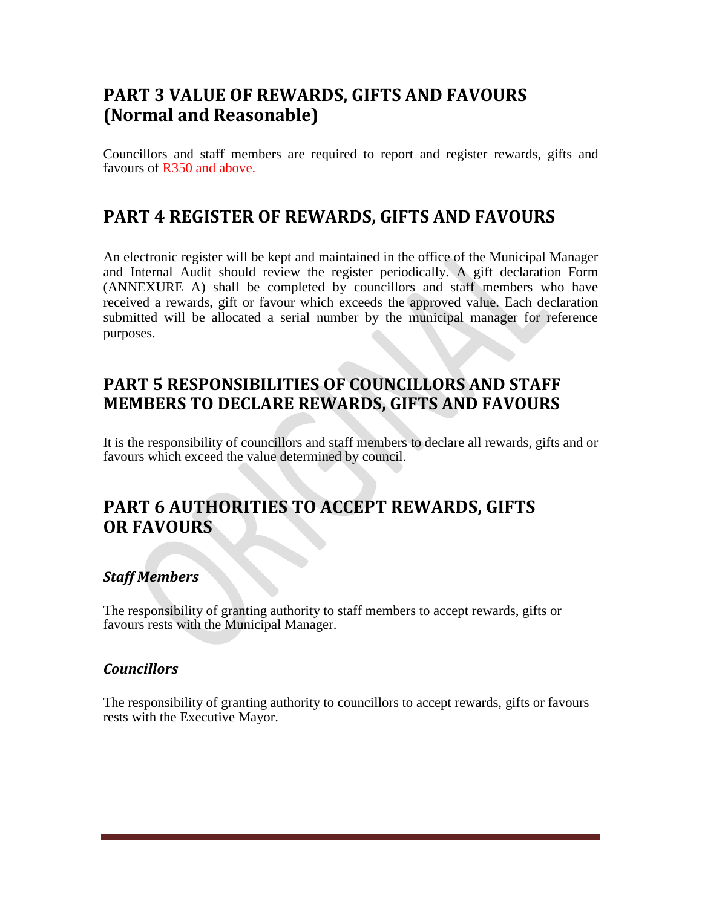## PART 3 VALUE OF REWARDS, GIFTS AND FAVOURS (Normal and Reasonable)

Councillors and staff members are required to report and register rewards, gifts and favours of R350 and above.

## PART 4 REGISTER OF REWARDS, GIFTS AND FAVOURS

An electronic register will be kept and maintained in the office of the Municipal Manager and Internal Audit should review the register periodically. A gift declaration Form (ANNEXURE A) shall be completed by councillors and staff members who have received a rewards, gift or favour which exceeds the approved value. Each declaration submitted will be allocated a serial number by the municipal manager for reference purposes.

## PART 5 RESPONSIBILITIES OF COUNCILLORS AND STAFF MEMBERS TO DECLARE REWARDS, GIFTS AND FAVOURS

It is the responsibility of councillors and staff members to declare all rewards, gifts and or favours which exceed the value determined by council.

## PART 6 AUTHORITIES TO ACCEPT REWARDS, GIFTS OR FAVOURS

### *Staff Members*

The responsibility of granting authority to staff members to accept rewards, gifts or favours rests with the Municipal Manager.

### *Councillors*

The responsibility of granting authority to councillors to accept rewards, gifts or favours rests with the Executive Mayor.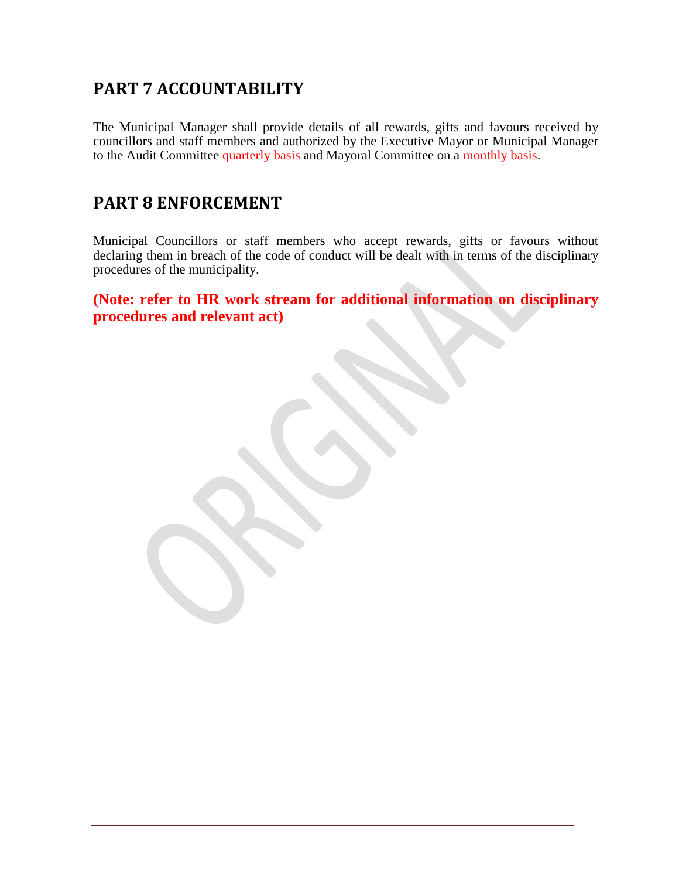## PART 7 ACCOUNTABILITY

The Municipal Manager shall provide details of all rewards, gifts and favours received by councillors and staff members and authorized by the Executive Mayor or Municipal Manager to the Audit Committee quarterly basis and Mayoral Committee on a monthly basis.

## PART 8 ENFORCEMENT

Municipal Councillors or staff members who accept rewards, gifts or favours without declaring them in breach of the code of conduct will be dealt with in terms of the disciplinary procedures of the municipality.

**(Note: refer to HR work stream for additional information on disciplinary procedures and relevant act)**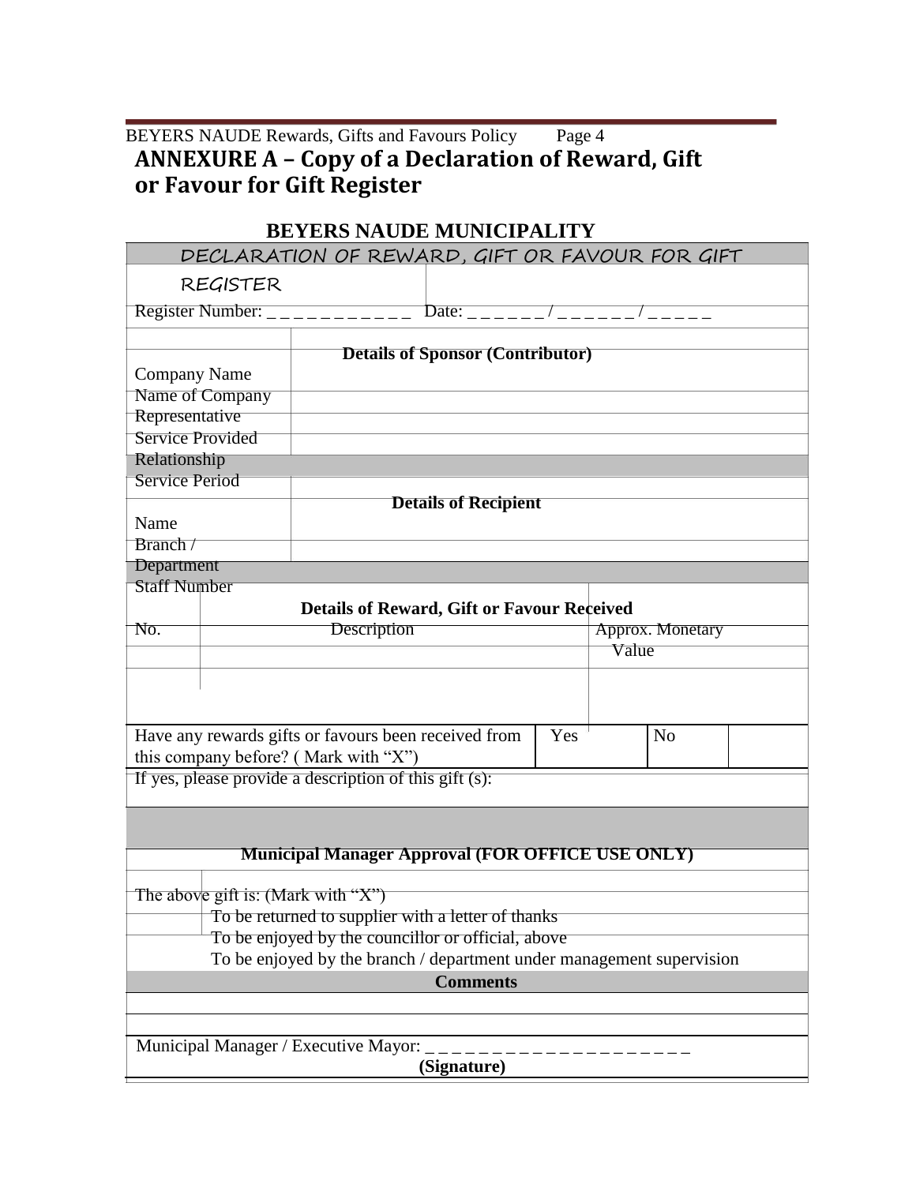## ANNEXURE A – Copy of a Declaration of Reward, Gift or Favour for Gift Register

**BEYERS NAUDE MUNICIPALITY**

| DECLARATION OF REWARD, GIFT OR FAVOUR FOR GIFT REGISTER | | | |
|---|---|---|---|
| Register Number: _ _ _ _ _ _ _ _ _ _ _ _ | Date: _ _ _ _ _ _ / _ _ _ _ _ _ / _ _ _ _ _ | | |
| | **Details of Sponsor (Contributor)** | | |
| Company Name | | | |
| Name of Company Representative | | | |
| Service Provided | | | |
| Relationship | | | |
| Service Period | | | |
| | **Details of Recipient** | | |
| Name | | | |
| Branch / Department | | | |
| Staff Number | | | |
| | **Details of Reward, Gift or Favour Received** | | |
| No. | Description | Approx. Monetary Value | |
| | | | |
| | | | |
| Have any rewards gifts or favours been received from this company before? ( Mark with "X") | Yes | | No |
| If yes, please provide a description of this gift (s): | | | |
| | | | |
| **Municipal Manager Approval (FOR OFFICE USE ONLY)** | | | |
| The above gift is: (Mark with "X") | | | |
| | To be returned to supplier with a letter of thanks | | |
| | To be enjoyed by the councillor or official, above | | |
| | To be enjoyed by the branch / department under management supervision | | |
| **Comments** | | | |
| | | | |
| | | | |
| Municipal Manager / Executive Mayor: _ _ _ _ _ _ _ _ _ _ _ _ _ _ _ _ _ _ _ _ **(Signature)** | | | |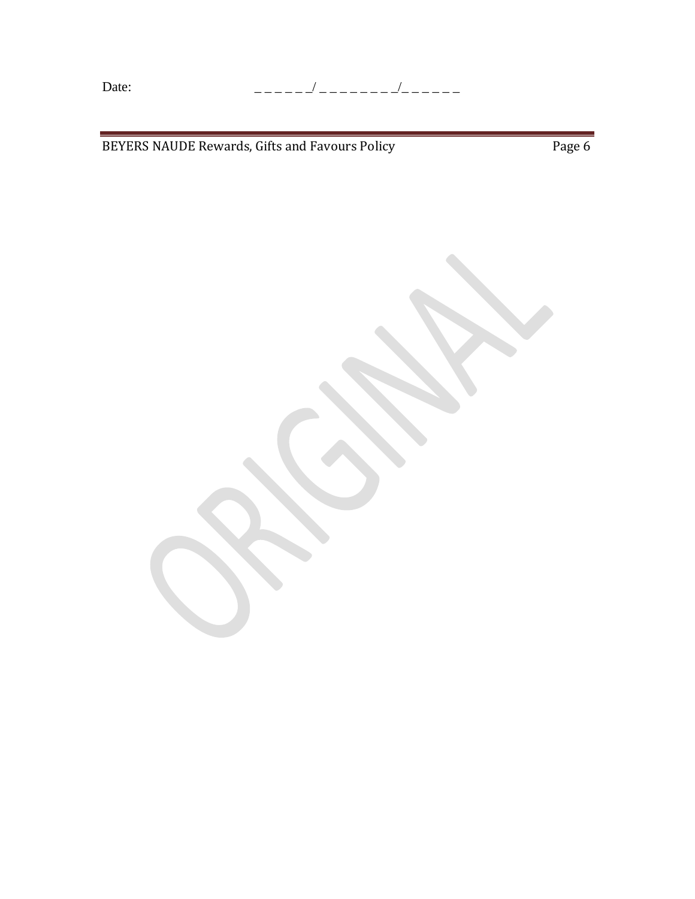Date: _ _ _ _ _ _/ _ _ _ _ _ _ _ _ _/_ _ _ _ _ _